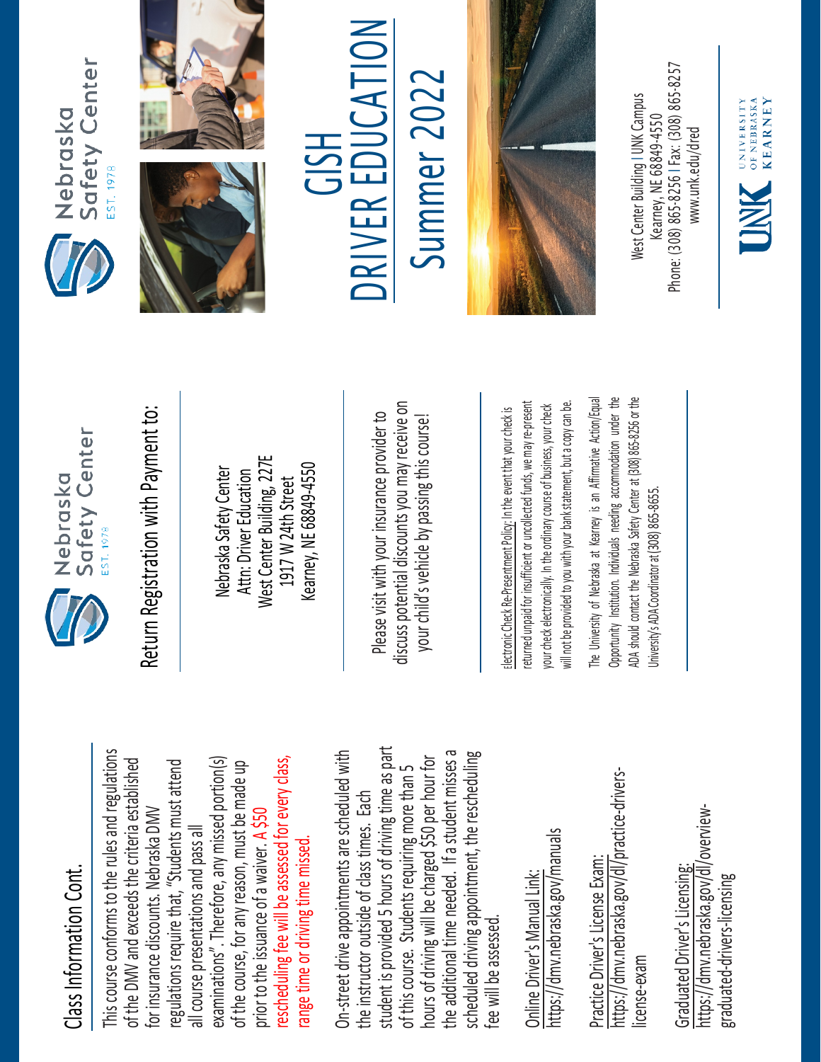## Class Information Cont.

This course conforms to the rules and regulations of the DMV and exceeds the criteria established for insurance discounts. Nebraska DMV regulations require that, "Students must attend all course presentations and pass all examinations". Therefore, any missed portion(s) of the course, for any reason, must be made up prior to the issuance of a waiver. A $50 rescheduling fee will be assessed for every class, range time or driving time missed.

On-street drive appointments are scheduled with the instructor outside of class times. Each student is provided 5 hours of driving time as part of this course. Students requiring more than 5 hours of driving will be charged $50 per hour for the additional time needed. If a student misses a scheduled driving appointment, the rescheduling fee will be assessed.

Online Driver's Manual Link:
https://dmv.nebraska.gov/manuals

Practice Driver's License Exam:
https://dmv.nebraska.gov/dl/practice-drivers-license-exam

Graduated Driver's Licensing:
https://dmv.nebraska.gov/dl/overview-graduated-drivers-licensing

Nebraska Safety Center
EST. 1978

## Return Registration with Payment to:

Nebraska Safety Center
Attn: Driver Education
West Center Building, 227E
1917 W 24th Street
Kearney, NE 68849-4550

Please visit with your insurance provider to discuss potential discounts you may receive on your child's vehicle by passing this course!

Electronic Check Re-Presentment Policy: In the event that your check is returned unpaid for insufficient or uncollected funds, we may re-present your check electronically. In the ordinary course of business, your check will not be provided to you with your bank statement, but a copy can be.

The University of Nebraska at Kearney is an Affirmative Action/Equal Opportunity Institution. Individuals needing accommodation under the ADA should contact the Nebraska Safety Center at (308) 865-8256 or the University's ADA Coordinator at (308) 865-8655.

Nebraska Safety Center
EST. 1978

# GISH DRIVER EDUCATION Summer 2022

West Center Building | UNK Campus
Kearney, NE 68849-4550
Phone: (308) 865-8256 | Fax: (308) 865-8257
www.unk.edu/dred

UNK University of Nebraska Kearney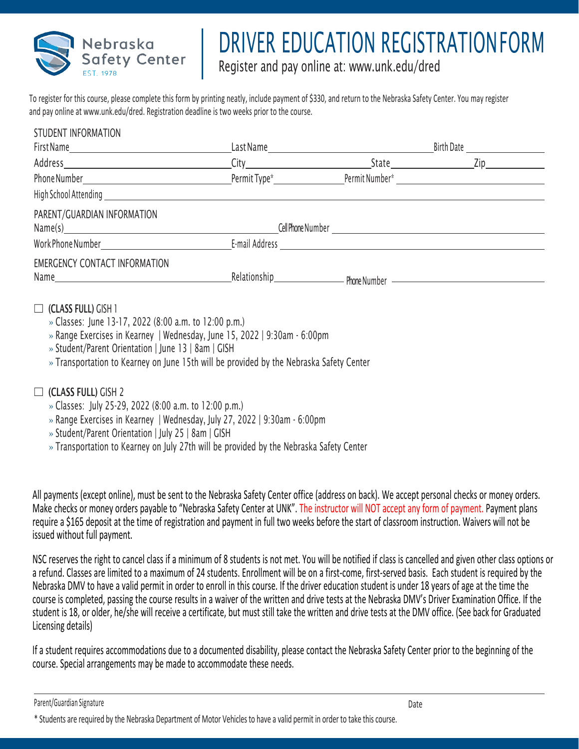Nebraska Safety Center
EST. 1978

# DRIVER EDUCATION REGISTRATION FORM

Register and pay online at: www.unk.edu/dred

To register for this course, please complete this form by printing neatly, include payment of $330, and return to the Nebraska Safety Center. You may register and pay online at www.unk.edu/dred. Registration deadline is two weeks prior to the course.

## STUDENT INFORMATION

First Name ______________________ Last Name ______________________ Birth Date ______________

Address ______________________ City ______________ State ______________ Zip ____________

Phone Number ______________________ Permit Type* ______________ Permit Number* ______________________

High School Attending ______________________________________________

## PARENT/GUARDIAN INFORMATION

Name(s) ______________________ Cell Phone Number ______________________

Work Phone Number ______________________ E-mail Address ______________________

## EMERGENCY CONTACT INFORMATION

Name ______________________ Relationship ______________ Phone Number ______________________

☐ **(CLASS FULL)** GISH 1

- » Classes: June 13-17, 2022 (8:00 a.m. to 12:00 p.m.)
- » Range Exercises in Kearney | Wednesday, June 15, 2022 | 9:30am - 6:00pm
- » Student/Parent Orientation | June 13 | 8am | GISH
- » Transportation to Kearney on June 15th will be provided by the Nebraska Safety Center

☐ **(CLASS FULL)** GISH 2

- » Classes: July 25-29, 2022 (8:00 a.m. to 12:00 p.m.)
- » Range Exercises in Kearney | Wednesday, July 27, 2022 | 9:30am - 6:00pm
- » Student/Parent Orientation | July 25 | 8am | GISH
- » Transportation to Kearney on July 27th will be provided by the Nebraska Safety Center

All payments (except online), must be sent to the Nebraska Safety Center office (address on back). We accept personal checks or money orders. Make checks or money orders payable to "Nebraska Safety Center at UNK". The instructor will NOT accept any form of payment. Payment plans require a $165 deposit at the time of registration and payment in full two weeks before the start of classroom instruction. Waivers will not be issued without full payment.

NSC reserves the right to cancel class if a minimum of 8 students is not met. You will be notified if class is cancelled and given other class options or a refund. Classes are limited to a maximum of 24 students. Enrollment will be on a first-come, first-served basis. Each student is required by the Nebraska DMV to have a valid permit in order to enroll in this course. If the driver education student is under 18 years of age at the time the course is completed, passing the course results in a waiver of the written and drive tests at the Nebraska DMV's Driver Examination Office. If the student is 18, or older, he/she will receive a certificate, but must still take the written and drive tests at the DMV office. (See back for Graduated Licensing details)

If a student requires accommodations due to a documented disability, please contact the Nebraska Safety Center prior to the beginning of the course. Special arrangements may be made to accommodate these needs.

______________________________________________ ______________

Parent/Guardian Signature Date

\* Students are required by the Nebraska Department of Motor Vehicles to have a valid permit in order to take this course.